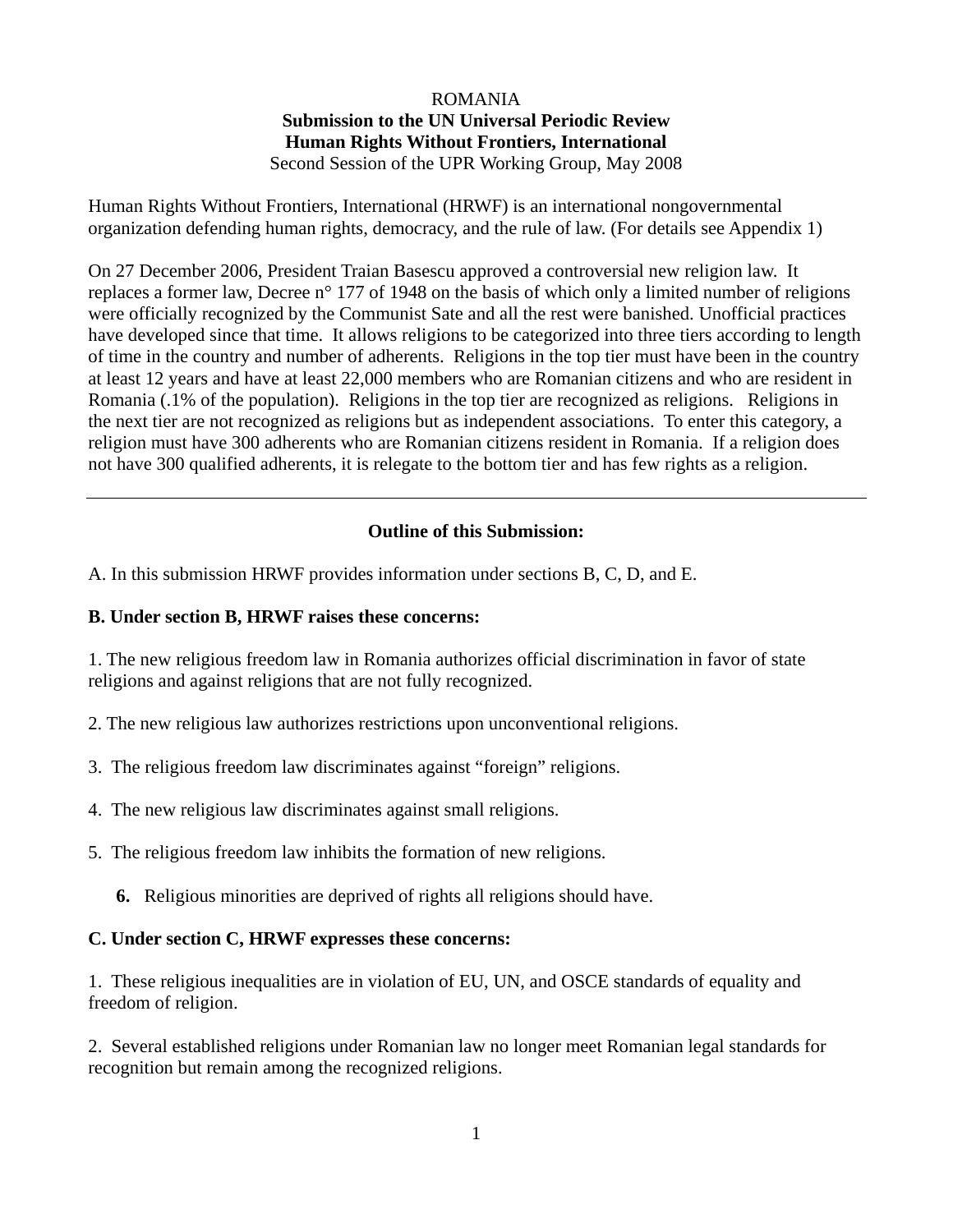ROMANIA

**Submission to the UN Universal Periodic Review**

**Human Rights Without Frontiers, International**

Second Session of the UPR Working Group, May 2008

Human Rights Without Frontiers, International (HRWF) is an international nongovernmental organization defending human rights, democracy, and the rule of law. (For details see Appendix 1)

On 27 December 2006, President Traian Basescu approved a controversial new religion law. It replaces a former law, Decree n° 177 of 1948 on the basis of which only a limited number of religions were officially recognized by the Communist Sate and all the rest were banished. Unofficial practices have developed since that time. It allows religions to be categorized into three tiers according to length of time in the country and number of adherents. Religions in the top tier must have been in the country at least 12 years and have at least 22,000 members who are Romanian citizens and who are resident in Romania (.1% of the population). Religions in the top tier are recognized as religions. Religions in the next tier are not recognized as religions but as independent associations. To enter this category, a religion must have 300 adherents who are Romanian citizens resident in Romania. If a religion does not have 300 qualified adherents, it is relegate to the bottom tier and has few rights as a religion.

---

**Outline of this Submission:**

A. In this submission HRWF provides information under sections B, C, D, and E.

**B. Under section B, HRWF raises these concerns:**

1. The new religious freedom law in Romania authorizes official discrimination in favor of state religions and against religions that are not fully recognized.

2. The new religious law authorizes restrictions upon unconventional religions.

3. The religious freedom law discriminates against "foreign" religions.

4. The new religious law discriminates against small religions.

5. The religious freedom law inhibits the formation of new religions.

6. Religious minorities are deprived of rights all religions should have.

**C. Under section C, HRWF expresses these concerns:**

1. These religious inequalities are in violation of EU, UN, and OSCE standards of equality and freedom of religion.

2. Several established religions under Romanian law no longer meet Romanian legal standards for recognition but remain among the recognized religions.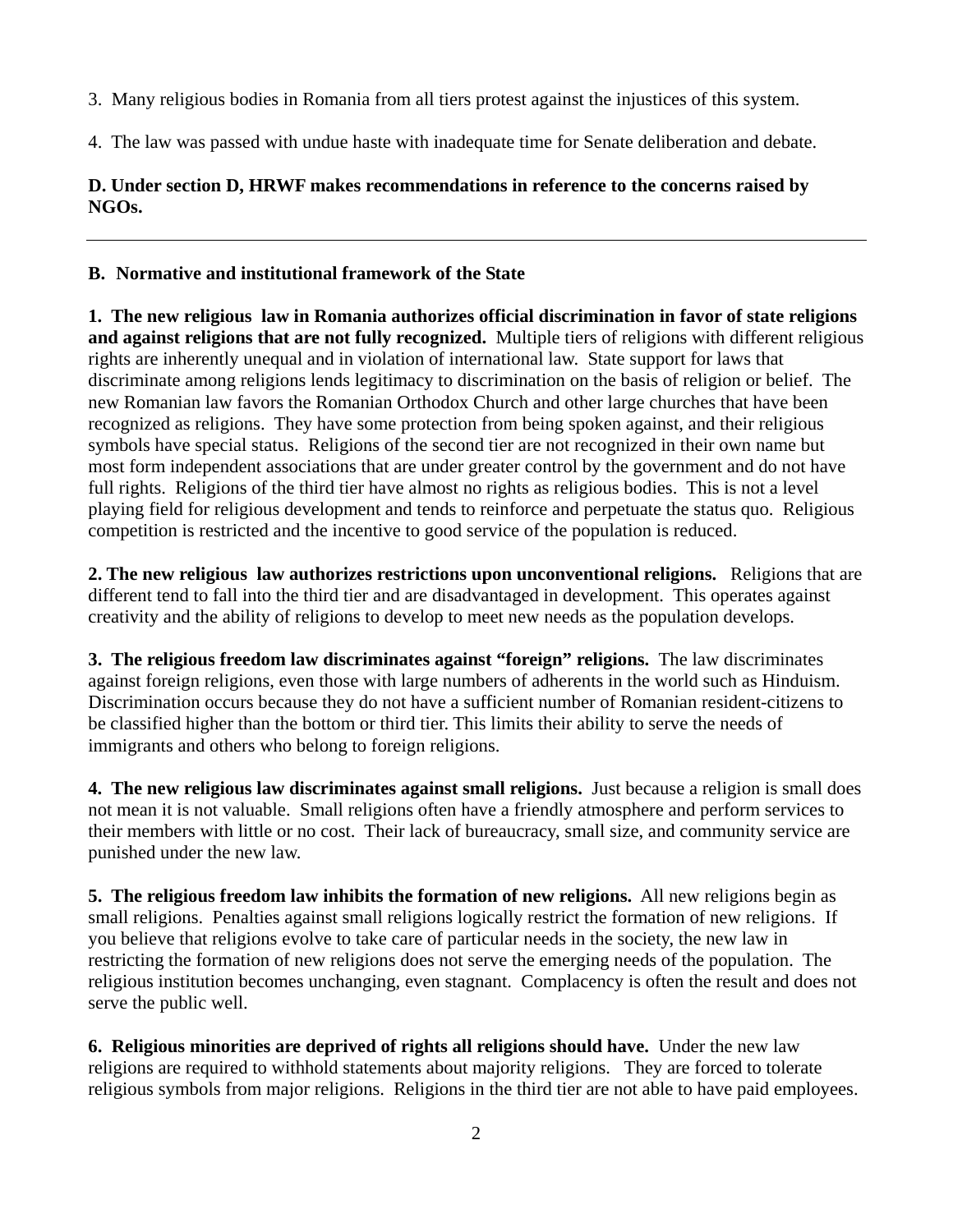3. Many religious bodies in Romania from all tiers protest against the injustices of this system.

4. The law was passed with undue haste with inadequate time for Senate deliberation and debate.

**D. Under section D, HRWF makes recommendations in reference to the concerns raised by NGOs.**

---

**B. Normative and institutional framework of the State**

**1. The new religious law in Romania authorizes official discrimination in favor of state religions and against religions that are not fully recognized.** Multiple tiers of religions with different religious rights are inherently unequal and in violation of international law. State support for laws that discriminate among religions lends legitimacy to discrimination on the basis of religion or belief. The new Romanian law favors the Romanian Orthodox Church and other large churches that have been recognized as religions. They have some protection from being spoken against, and their religious symbols have special status. Religions of the second tier are not recognized in their own name but most form independent associations that are under greater control by the government and do not have full rights. Religions of the third tier have almost no rights as religious bodies. This is not a level playing field for religious development and tends to reinforce and perpetuate the status quo. Religious competition is restricted and the incentive to good service of the population is reduced.

**2. The new religious law authorizes restrictions upon unconventional religions.** Religions that are different tend to fall into the third tier and are disadvantaged in development. This operates against creativity and the ability of religions to develop to meet new needs as the population develops.

**3. The religious freedom law discriminates against "foreign" religions.** The law discriminates against foreign religions, even those with large numbers of adherents in the world such as Hinduism. Discrimination occurs because they do not have a sufficient number of Romanian resident-citizens to be classified higher than the bottom or third tier. This limits their ability to serve the needs of immigrants and others who belong to foreign religions.

**4. The new religious law discriminates against small religions.** Just because a religion is small does not mean it is not valuable. Small religions often have a friendly atmosphere and perform services to their members with little or no cost. Their lack of bureaucracy, small size, and community service are punished under the new law.

**5. The religious freedom law inhibits the formation of new religions.** All new religions begin as small religions. Penalties against small religions logically restrict the formation of new religions. If you believe that religions evolve to take care of particular needs in the society, the new law in restricting the formation of new religions does not serve the emerging needs of the population. The religious institution becomes unchanging, even stagnant. Complacency is often the result and does not serve the public well.

**6. Religious minorities are deprived of rights all religions should have.** Under the new law religions are required to withhold statements about majority religions. They are forced to tolerate religious symbols from major religions. Religions in the third tier are not able to have paid employees.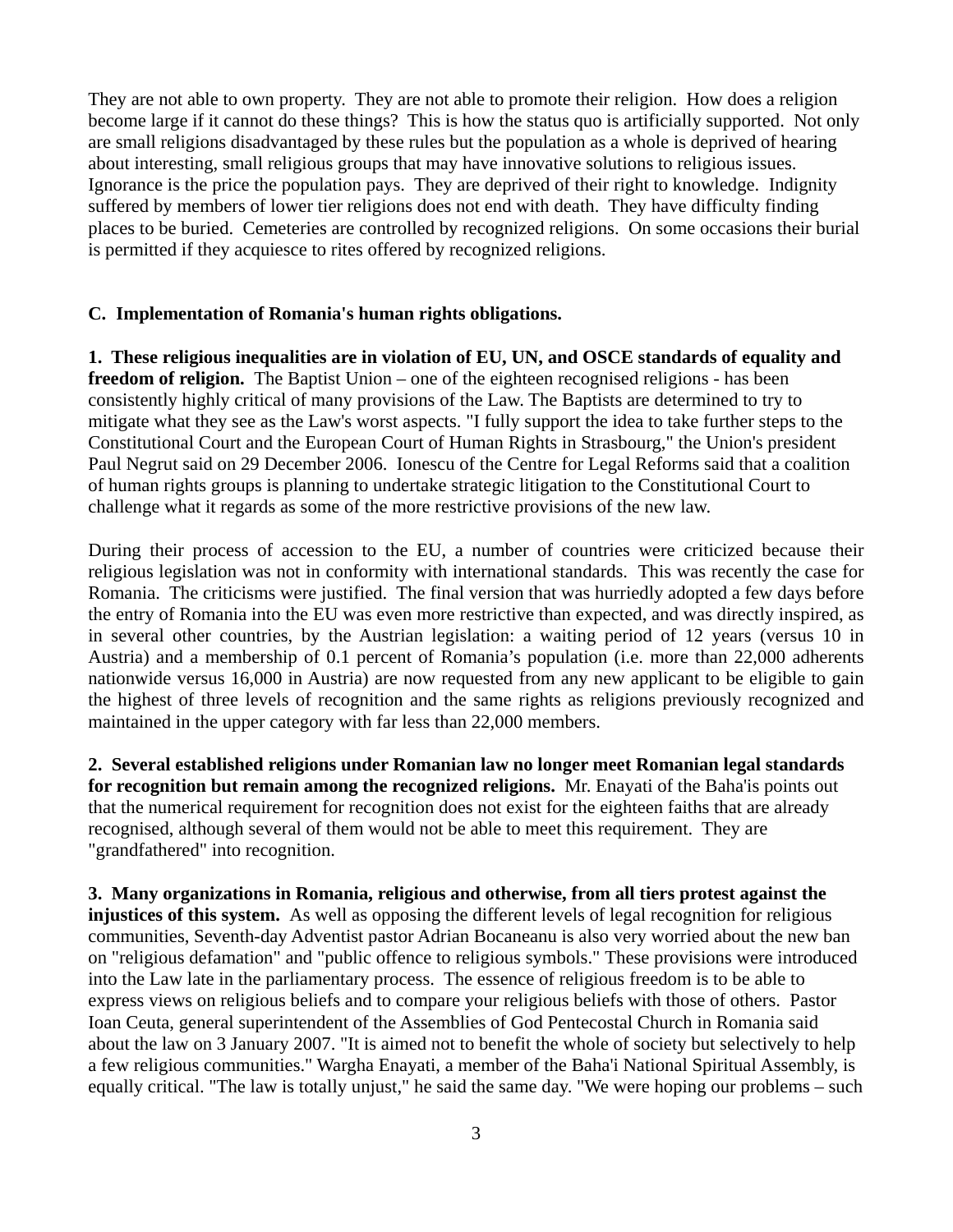They are not able to own property. They are not able to promote their religion. How does a religion become large if it cannot do these things? This is how the status quo is artificially supported. Not only are small religions disadvantaged by these rules but the population as a whole is deprived of hearing about interesting, small religious groups that may have innovative solutions to religious issues. Ignorance is the price the population pays. They are deprived of their right to knowledge. Indignity suffered by members of lower tier religions does not end with death. They have difficulty finding places to be buried. Cemeteries are controlled by recognized religions. On some occasions their burial is permitted if they acquiesce to rites offered by recognized religions.

**C. Implementation of Romania's human rights obligations.**

**1. These religious inequalities are in violation of EU, UN, and OSCE standards of equality and freedom of religion.** The Baptist Union – one of the eighteen recognised religions - has been consistently highly critical of many provisions of the Law. The Baptists are determined to try to mitigate what they see as the Law's worst aspects. "I fully support the idea to take further steps to the Constitutional Court and the European Court of Human Rights in Strasbourg," the Union's president Paul Negrut said on 29 December 2006. Ionescu of the Centre for Legal Reforms said that a coalition of human rights groups is planning to undertake strategic litigation to the Constitutional Court to challenge what it regards as some of the more restrictive provisions of the new law.

During their process of accession to the EU, a number of countries were criticized because their religious legislation was not in conformity with international standards. This was recently the case for Romania. The criticisms were justified. The final version that was hurriedly adopted a few days before the entry of Romania into the EU was even more restrictive than expected, and was directly inspired, as in several other countries, by the Austrian legislation: a waiting period of 12 years (versus 10 in Austria) and a membership of 0.1 percent of Romania's population (i.e. more than 22,000 adherents nationwide versus 16,000 in Austria) are now requested from any new applicant to be eligible to gain the highest of three levels of recognition and the same rights as religions previously recognized and maintained in the upper category with far less than 22,000 members.

**2. Several established religions under Romanian law no longer meet Romanian legal standards for recognition but remain among the recognized religions.** Mr. Enayati of the Baha'is points out that the numerical requirement for recognition does not exist for the eighteen faiths that are already recognised, although several of them would not be able to meet this requirement. They are "grandfathered" into recognition.

**3. Many organizations in Romania, religious and otherwise, from all tiers protest against the injustices of this system.** As well as opposing the different levels of legal recognition for religious communities, Seventh-day Adventist pastor Adrian Bocaneanu is also very worried about the new ban on "religious defamation" and "public offence to religious symbols." These provisions were introduced into the Law late in the parliamentary process. The essence of religious freedom is to be able to express views on religious beliefs and to compare your religious beliefs with those of others. Pastor Ioan Ceuta, general superintendent of the Assemblies of God Pentecostal Church in Romania said about the law on 3 January 2007. "It is aimed not to benefit the whole of society but selectively to help a few religious communities." Wargha Enayati, a member of the Baha'i National Spiritual Assembly, is equally critical. "The law is totally unjust," he said the same day. "We were hoping our problems – such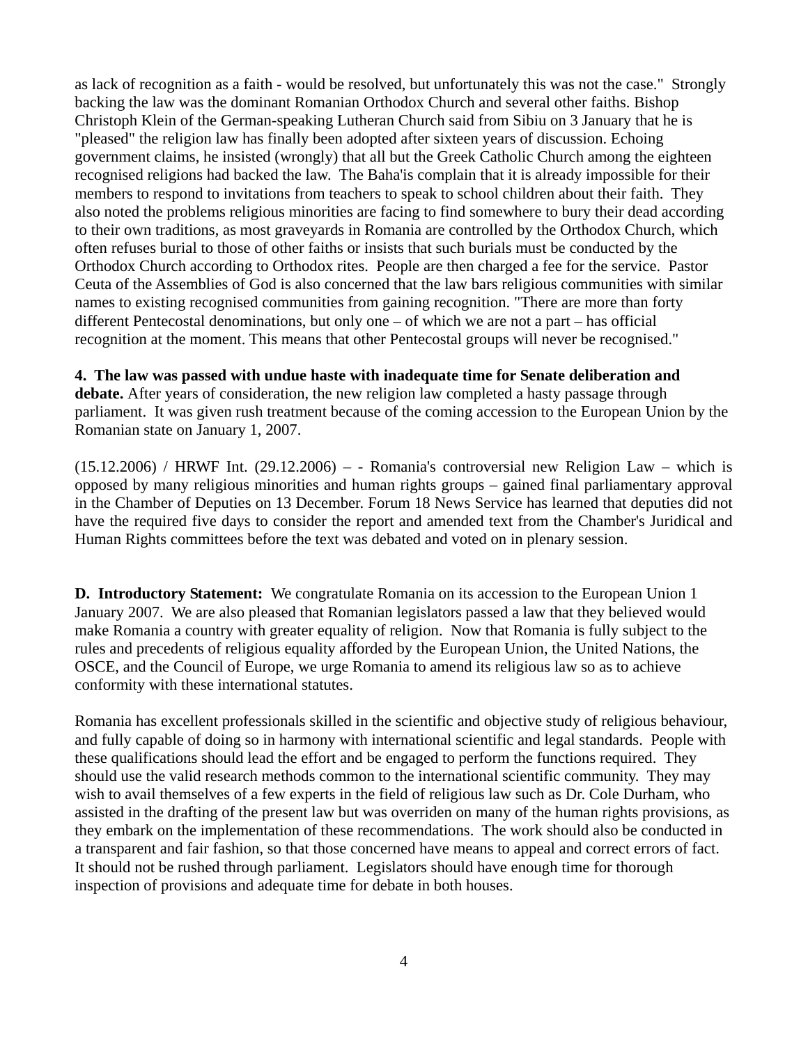as lack of recognition as a faith - would be resolved, but unfortunately this was not the case." Strongly backing the law was the dominant Romanian Orthodox Church and several other faiths. Bishop Christoph Klein of the German-speaking Lutheran Church said from Sibiu on 3 January that he is "pleased" the religion law has finally been adopted after sixteen years of discussion. Echoing government claims, he insisted (wrongly) that all but the Greek Catholic Church among the eighteen recognised religions had backed the law. The Baha'is complain that it is already impossible for their members to respond to invitations from teachers to speak to school children about their faith. They also noted the problems religious minorities are facing to find somewhere to bury their dead according to their own traditions, as most graveyards in Romania are controlled by the Orthodox Church, which often refuses burial to those of other faiths or insists that such burials must be conducted by the Orthodox Church according to Orthodox rites. People are then charged a fee for the service. Pastor Ceuta of the Assemblies of God is also concerned that the law bars religious communities with similar names to existing recognised communities from gaining recognition. "There are more than forty different Pentecostal denominations, but only one – of which we are not a part – has official recognition at the moment. This means that other Pentecostal groups will never be recognised."

**4. The law was passed with undue haste with inadequate time for Senate deliberation and debate.** After years of consideration, the new religion law completed a hasty passage through parliament. It was given rush treatment because of the coming accession to the European Union by the Romanian state on January 1, 2007.

(15.12.2006) / HRWF Int. (29.12.2006) – - Romania's controversial new Religion Law – which is opposed by many religious minorities and human rights groups – gained final parliamentary approval in the Chamber of Deputies on 13 December. Forum 18 News Service has learned that deputies did not have the required five days to consider the report and amended text from the Chamber's Juridical and Human Rights committees before the text was debated and voted on in plenary session.

**D. Introductory Statement:** We congratulate Romania on its accession to the European Union 1 January 2007. We are also pleased that Romanian legislators passed a law that they believed would make Romania a country with greater equality of religion. Now that Romania is fully subject to the rules and precedents of religious equality afforded by the European Union, the United Nations, the OSCE, and the Council of Europe, we urge Romania to amend its religious law so as to achieve conformity with these international statutes.

Romania has excellent professionals skilled in the scientific and objective study of religious behaviour, and fully capable of doing so in harmony with international scientific and legal standards. People with these qualifications should lead the effort and be engaged to perform the functions required. They should use the valid research methods common to the international scientific community. They may wish to avail themselves of a few experts in the field of religious law such as Dr. Cole Durham, who assisted in the drafting of the present law but was overriden on many of the human rights provisions, as they embark on the implementation of these recommendations. The work should also be conducted in a transparent and fair fashion, so that those concerned have means to appeal and correct errors of fact. It should not be rushed through parliament. Legislators should have enough time for thorough inspection of provisions and adequate time for debate in both houses.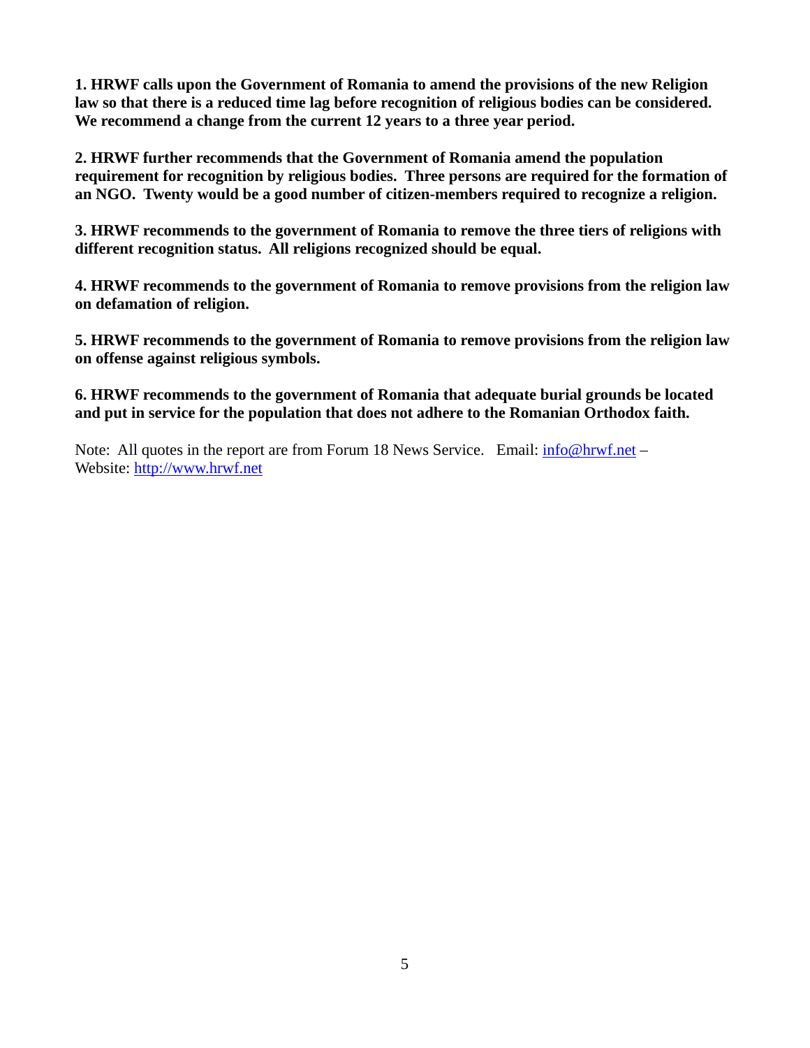**1. HRWF calls upon the Government of Romania to amend the provisions of the new Religion law so that there is a reduced time lag before recognition of religious bodies can be considered. We recommend a change from the current 12 years to a three year period.**

**2. HRWF further recommends that the Government of Romania amend the population requirement for recognition by religious bodies. Three persons are required for the formation of an NGO. Twenty would be a good number of citizen-members required to recognize a religion.**

**3. HRWF recommends to the government of Romania to remove the three tiers of religions with different recognition status. All religions recognized should be equal.**

**4. HRWF recommends to the government of Romania to remove provisions from the religion law on defamation of religion.**

**5. HRWF recommends to the government of Romania to remove provisions from the religion law on offense against religious symbols.**

**6. HRWF recommends to the government of Romania that adequate burial grounds be located and put in service for the population that does not adhere to the Romanian Orthodox faith.**

Note: All quotes in the report are from Forum 18 News Service. Email: info@hrwf.net – Website: http://www.hrwf.net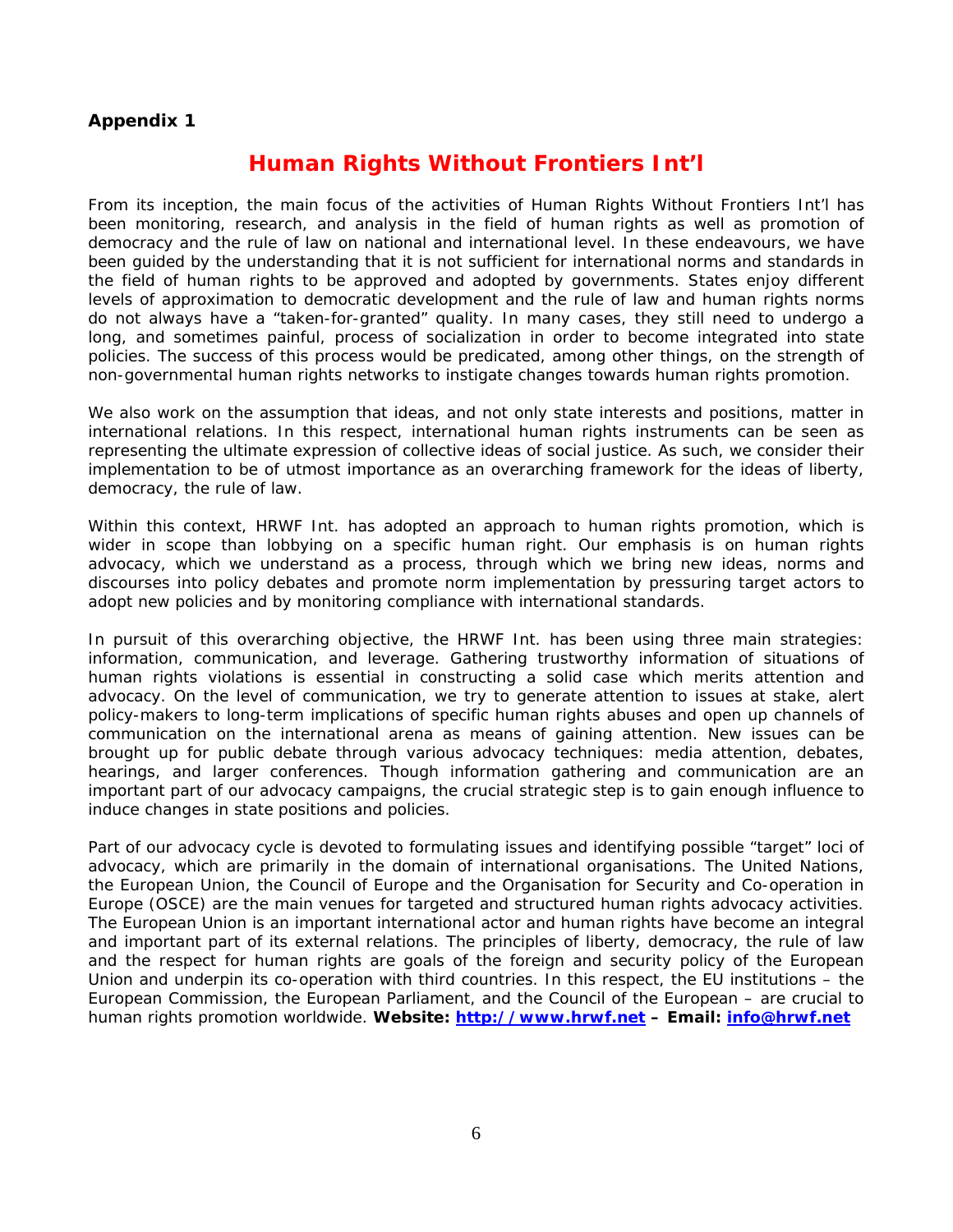**Appendix 1**

# Human Rights Without Frontiers Int'l

From its inception, the main focus of the activities of Human Rights Without Frontiers Int'l has been monitoring, research, and analysis in the field of human rights as well as promotion of democracy and the rule of law on national and international level. In these endeavours, we have been guided by the understanding that it is not sufficient for international norms and standards in the field of human rights to be approved and adopted by governments. States enjoy different levels of approximation to democratic development and the rule of law and human rights norms do not always have a "taken-for-granted" quality. In many cases, they still need to undergo a long, and sometimes painful, process of socialization in order to become integrated into state policies. The success of this process would be predicated, among other things, on the strength of non-governmental human rights networks to instigate changes towards human rights promotion.

We also work on the assumption that ideas, and not only state interests and positions, matter in international relations. In this respect, international human rights instruments can be seen as representing the ultimate expression of collective ideas of social justice. As such, we consider their implementation to be of utmost importance as an overarching framework for the ideas of liberty, democracy, the rule of law.

Within this context, HRWF Int. has adopted an approach to human rights promotion, which is wider in scope than lobbying on a specific human right. Our emphasis is on human rights advocacy, which we understand as a process, through which we bring new ideas, norms and discourses into policy debates and promote norm implementation by pressuring target actors to adopt new policies and by monitoring compliance with international standards.

In pursuit of this overarching objective, the HRWF Int. has been using three main strategies: information, communication, and leverage. Gathering trustworthy information of situations of human rights violations is essential in constructing a solid case which merits attention and advocacy. On the level of communication, we try to generate attention to issues at stake, alert policy-makers to long-term implications of specific human rights abuses and open up channels of communication on the international arena as means of gaining attention. New issues can be brought up for public debate through various advocacy techniques: media attention, debates, hearings, and larger conferences. Though information gathering and communication are an important part of our advocacy campaigns, the crucial strategic step is to gain enough influence to induce changes in state positions and policies.

Part of our advocacy cycle is devoted to formulating issues and identifying possible "target" loci of advocacy, which are primarily in the domain of international organisations. The United Nations, the European Union, the Council of Europe and the Organisation for Security and Co-operation in Europe (OSCE) are the main venues for targeted and structured human rights advocacy activities. The European Union is an important international actor and human rights have become an integral and important part of its external relations. The principles of liberty, democracy, the rule of law and the respect for human rights are goals of the foreign and security policy of the European Union and underpin its co-operation with third countries. In this respect, the EU institutions – the European Commission, the European Parliament, and the Council of the European – are crucial to human rights promotion worldwide. **Website: [http://www.hrwf.net](http://www.hrwf.net) – Email: [info@hrwf.net](mailto:info@hrwf.net)**